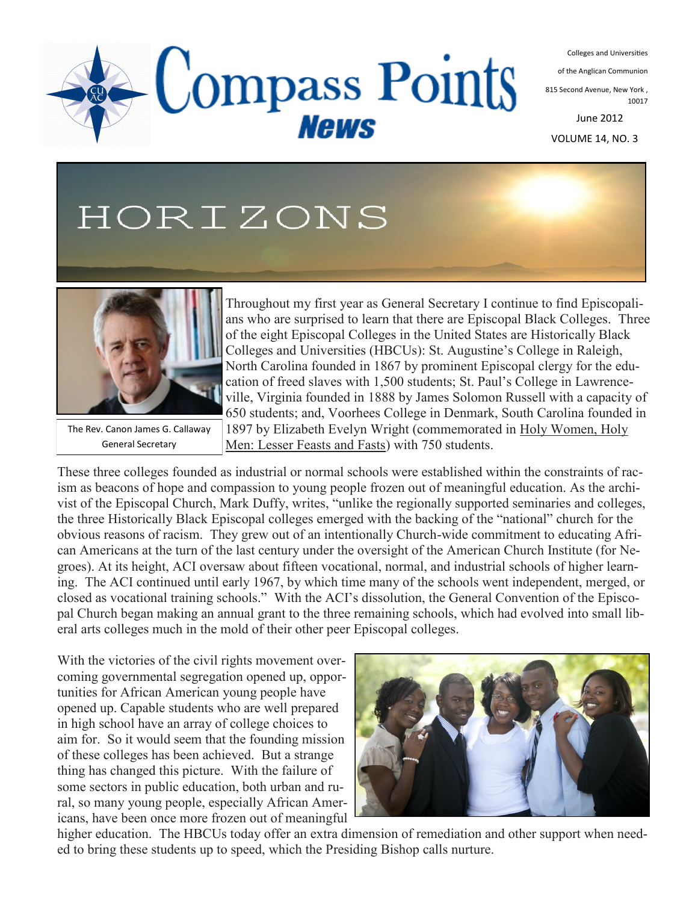# Compass Points News

Colleges and Universities of the Anglican Communion

815 Second Avenue, New York, 10017

June 2012

VOLUME 14, NO. 3

## HORIZONS

The Rev. Canon James G. Callaway
General Secretary

Throughout my first year as General Secretary I continue to find Episcopalians who are surprised to learn that there are Episcopal Black Colleges. Three of the eight Episcopal Colleges in the United States are Historically Black Colleges and Universities (HBCUs): St. Augustine's College in Raleigh, North Carolina founded in 1867 by prominent Episcopal clergy for the education of freed slaves with 1,500 students; St. Paul's College in Lawrenceville, Virginia founded in 1888 by James Solomon Russell with a capacity of 650 students; and, Voorhees College in Denmark, South Carolina founded in 1897 by Elizabeth Evelyn Wright (commemorated in Holy Women, Holy Men: Lesser Feasts and Fasts) with 750 students.

These three colleges founded as industrial or normal schools were established within the constraints of racism as beacons of hope and compassion to young people frozen out of meaningful education. As the archivist of the Episcopal Church, Mark Duffy, writes, "unlike the regionally supported seminaries and colleges, the three Historically Black Episcopal colleges emerged with the backing of the "national" church for the obvious reasons of racism. They grew out of an intentionally Church-wide commitment to educating African Americans at the turn of the last century under the oversight of the American Church Institute (for Negroes). At its height, ACI oversaw about fifteen vocational, normal, and industrial schools of higher learning. The ACI continued until early 1967, by which time many of the schools went independent, merged, or closed as vocational training schools." With the ACI's dissolution, the General Convention of the Episcopal Church began making an annual grant to the three remaining schools, which had evolved into small liberal arts colleges much in the mold of their other peer Episcopal colleges.

With the victories of the civil rights movement overcoming governmental segregation opened up, opportunities for African American young people have opened up. Capable students who are well prepared in high school have an array of college choices to aim for. So it would seem that the founding mission of these colleges has been achieved. But a strange thing has changed this picture. With the failure of some sectors in public education, both urban and rural, so many young people, especially African Americans, have been once more frozen out of meaningful higher education. The HBCUs today offer an extra dimension of remediation and other support when needed to bring these students up to speed, which the Presiding Bishop calls nurture.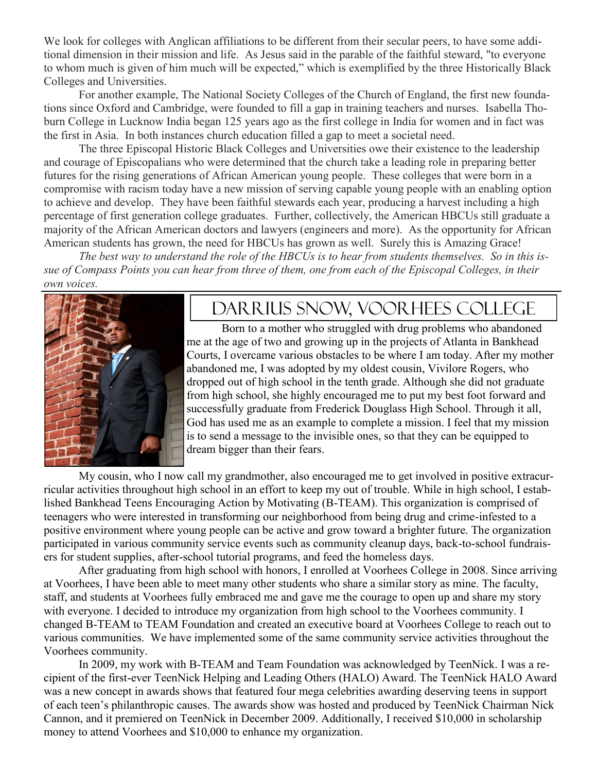We look for colleges with Anglican affiliations to be different from their secular peers, to have some additional dimension in their mission and life. As Jesus said in the parable of the faithful steward, "to everyone to whom much is given of him much will be expected," which is exemplified by the three Historically Black Colleges and Universities.

For another example, The National Society Colleges of the Church of England, the first new foundations since Oxford and Cambridge, were founded to fill a gap in training teachers and nurses. Isabella Thoburn College in Lucknow India began 125 years ago as the first college in India for women and in fact was the first in Asia. In both instances church education filled a gap to meet a societal need.

The three Episcopal Historic Black Colleges and Universities owe their existence to the leadership and courage of Episcopalians who were determined that the church take a leading role in preparing better futures for the rising generations of African American young people. These colleges that were born in a compromise with racism today have a new mission of serving capable young people with an enabling option to achieve and develop. They have been faithful stewards each year, producing a harvest including a high percentage of first generation college graduates. Further, collectively, the American HBCUs still graduate a majority of the African American doctors and lawyers (engineers and more). As the opportunity for African American students has grown, the need for HBCUs has grown as well. Surely this is Amazing Grace!

*The best way to understand the role of the HBCUs is to hear from students themselves. So in this issue of Compass Points you can hear from three of them, one from each of the Episcopal Colleges, in their own voices.*

## Darrius Snow, Voorhees College

Born to a mother who struggled with drug problems who abandoned me at the age of two and growing up in the projects of Atlanta in Bankhead Courts, I overcame various obstacles to be where I am today. After my mother abandoned me, I was adopted by my oldest cousin, Vivilore Rogers, who dropped out of high school in the tenth grade. Although she did not graduate from high school, she highly encouraged me to put my best foot forward and successfully graduate from Frederick Douglass High School. Through it all, God has used me as an example to complete a mission. I feel that my mission is to send a message to the invisible ones, so that they can be equipped to dream bigger than their fears.

My cousin, who I now call my grandmother, also encouraged me to get involved in positive extracurricular activities throughout high school in an effort to keep my out of trouble. While in high school, I established Bankhead Teens Encouraging Action by Motivating (B-TEAM). This organization is comprised of teenagers who were interested in transforming our neighborhood from being drug and crime-infested to a positive environment where young people can be active and grow toward a brighter future. The organization participated in various community service events such as community cleanup days, back-to-school fundraisers for student supplies, after-school tutorial programs, and feed the homeless days.

After graduating from high school with honors, I enrolled at Voorhees College in 2008. Since arriving at Voorhees, I have been able to meet many other students who share a similar story as mine. The faculty, staff, and students at Voorhees fully embraced me and gave me the courage to open up and share my story with everyone. I decided to introduce my organization from high school to the Voorhees community. I changed B-TEAM to TEAM Foundation and created an executive board at Voorhees College to reach out to various communities. We have implemented some of the same community service activities throughout the Voorhees community.

In 2009, my work with B-TEAM and Team Foundation was acknowledged by TeenNick. I was a recipient of the first-ever TeenNick Helping and Leading Others (HALO) Award. The TeenNick HALO Award was a new concept in awards shows that featured four mega celebrities awarding deserving teens in support of each teen's philanthropic causes. The awards show was hosted and produced by TeenNick Chairman Nick Cannon, and it premiered on TeenNick in December 2009. Additionally, I received $10,000 in scholarship money to attend Voorhees and $10,000 to enhance my organization.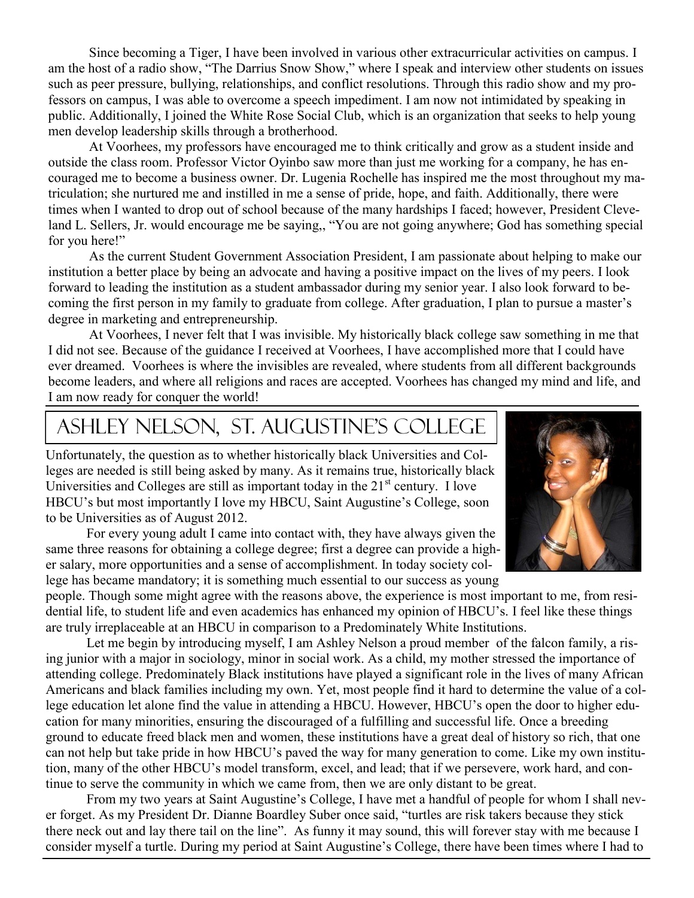Since becoming a Tiger, I have been involved in various other extracurricular activities on campus. I am the host of a radio show, "The Darrius Snow Show," where I speak and interview other students on issues such as peer pressure, bullying, relationships, and conflict resolutions. Through this radio show and my professors on campus, I was able to overcome a speech impediment. I am now not intimidated by speaking in public. Additionally, I joined the White Rose Social Club, which is an organization that seeks to help young men develop leadership skills through a brotherhood.

At Voorhees, my professors have encouraged me to think critically and grow as a student inside and outside the class room. Professor Victor Oyinbo saw more than just me working for a company, he has encouraged me to become a business owner. Dr. Lugenia Rochelle has inspired me the most throughout my matriculation; she nurtured me and instilled in me a sense of pride, hope, and faith. Additionally, there were times when I wanted to drop out of school because of the many hardships I faced; however, President Cleveland L. Sellers, Jr. would encourage me be saying,, "You are not going anywhere; God has something special for you here!"

As the current Student Government Association President, I am passionate about helping to make our institution a better place by being an advocate and having a positive impact on the lives of my peers. I look forward to leading the institution as a student ambassador during my senior year. I also look forward to becoming the first person in my family to graduate from college. After graduation, I plan to pursue a master's degree in marketing and entrepreneurship.

At Voorhees, I never felt that I was invisible. My historically black college saw something in me that I did not see. Because of the guidance I received at Voorhees, I have accomplished more that I could have ever dreamed. Voorhees is where the invisibles are revealed, where students from all different backgrounds become leaders, and where all religions and races are accepted. Voorhees has changed my mind and life, and I am now ready for conquer the world!

## Ashley Nelson, St. Augustine's College

Unfortunately, the question as to whether historically black Universities and Colleges are needed is still being asked by many. As it remains true, historically black Universities and Colleges are still as important today in the 21st century. I love HBCU's but most importantly I love my HBCU, Saint Augustine's College, soon to be Universities as of August 2012.

For every young adult I came into contact with, they have always given the same three reasons for obtaining a college degree; first a degree can provide a higher salary, more opportunities and a sense of accomplishment. In today society college has became mandatory; it is something much essential to our success as young people. Though some might agree with the reasons above, the experience is most important to me, from residential life, to student life and even academics has enhanced my opinion of HBCU's. I feel like these things are truly irreplaceable at an HBCU in comparison to a Predominately White Institutions.

Let me begin by introducing myself, I am Ashley Nelson a proud member of the falcon family, a rising junior with a major in sociology, minor in social work. As a child, my mother stressed the importance of attending college. Predominately Black institutions have played a significant role in the lives of many African Americans and black families including my own. Yet, most people find it hard to determine the value of a college education let alone find the value in attending a HBCU. However, HBCU's open the door to higher education for many minorities, ensuring the discouraged of a fulfilling and successful life. Once a breeding ground to educate freed black men and women, these institutions have a great deal of history so rich, that one can not help but take pride in how HBCU's paved the way for many generation to come. Like my own institution, many of the other HBCU's model transform, excel, and lead; that if we persevere, work hard, and continue to serve the community in which we came from, then we are only distant to be great.

From my two years at Saint Augustine's College, I have met a handful of people for whom I shall never forget. As my President Dr. Dianne Boardley Suber once said, "turtles are risk takers because they stick there neck out and lay there tail on the line". As funny it may sound, this will forever stay with me because I consider myself a turtle. During my period at Saint Augustine's College, there have been times where I had to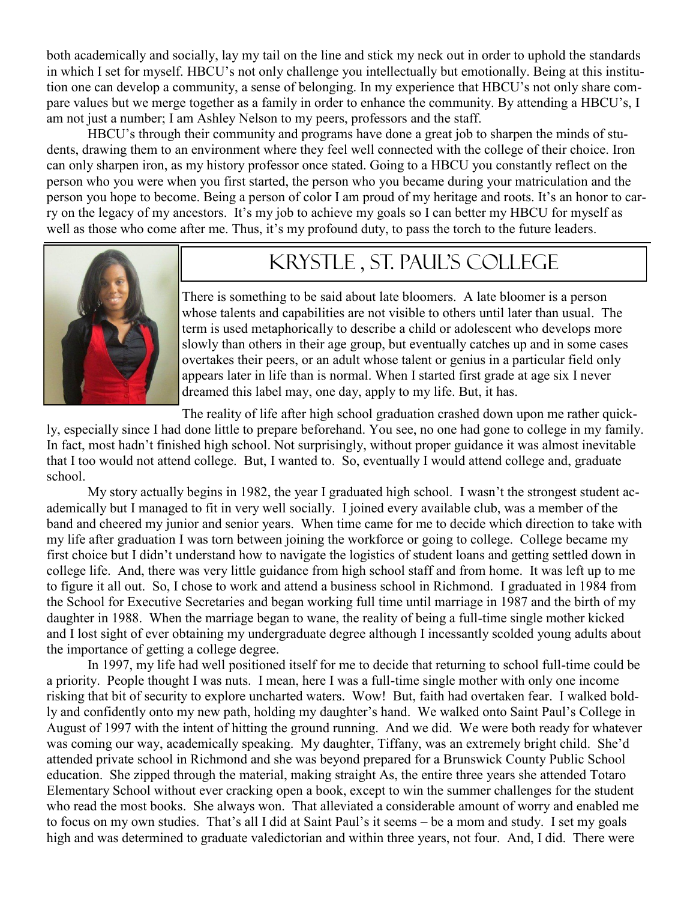both academically and socially, lay my tail on the line and stick my neck out in order to uphold the standards in which I set for myself. HBCU's not only challenge you intellectually but emotionally. Being at this institution one can develop a community, a sense of belonging. In my experience that HBCU's not only share compare values but we merge together as a family in order to enhance the community. By attending a HBCU's, I am not just a number; I am Ashley Nelson to my peers, professors and the staff.

HBCU's through their community and programs have done a great job to sharpen the minds of students, drawing them to an environment where they feel well connected with the college of their choice. Iron can only sharpen iron, as my history professor once stated. Going to a HBCU you constantly reflect on the person who you were when you first started, the person who you became during your matriculation and the person you hope to become. Being a person of color I am proud of my heritage and roots. It's an honor to carry on the legacy of my ancestors. It's my job to achieve my goals so I can better my HBCU for myself as well as those who come after me. Thus, it's my profound duty, to pass the torch to the future leaders.

## Krystle , St. Paul's College

There is something to be said about late bloomers. A late bloomer is a person whose talents and capabilities are not visible to others until later than usual. The term is used metaphorically to describe a child or adolescent who develops more slowly than others in their age group, but eventually catches up and in some cases overtakes their peers, or an adult whose talent or genius in a particular field only appears later in life than is normal. When I started first grade at age six I never dreamed this label may, one day, apply to my life. But, it has.

The reality of life after high school graduation crashed down upon me rather quickly, especially since I had done little to prepare beforehand. You see, no one had gone to college in my family. In fact, most hadn't finished high school. Not surprisingly, without proper guidance it was almost inevitable that I too would not attend college. But, I wanted to. So, eventually I would attend college and, graduate school.

My story actually begins in 1982, the year I graduated high school. I wasn't the strongest student academically but I managed to fit in very well socially. I joined every available club, was a member of the band and cheered my junior and senior years. When time came for me to decide which direction to take with my life after graduation I was torn between joining the workforce or going to college. College became my first choice but I didn't understand how to navigate the logistics of student loans and getting settled down in college life. And, there was very little guidance from high school staff and from home. It was left up to me to figure it all out. So, I chose to work and attend a business school in Richmond. I graduated in 1984 from the School for Executive Secretaries and began working full time until marriage in 1987 and the birth of my daughter in 1988. When the marriage began to wane, the reality of being a full-time single mother kicked and I lost sight of ever obtaining my undergraduate degree although I incessantly scolded young adults about the importance of getting a college degree.

In 1997, my life had well positioned itself for me to decide that returning to school full-time could be a priority. People thought I was nuts. I mean, here I was a full-time single mother with only one income risking that bit of security to explore uncharted waters. Wow! But, faith had overtaken fear. I walked boldly and confidently onto my new path, holding my daughter's hand. We walked onto Saint Paul's College in August of 1997 with the intent of hitting the ground running. And we did. We were both ready for whatever was coming our way, academically speaking. My daughter, Tiffany, was an extremely bright child. She'd attended private school in Richmond and she was beyond prepared for a Brunswick County Public School education. She zipped through the material, making straight As, the entire three years she attended Totaro Elementary School without ever cracking open a book, except to win the summer challenges for the student who read the most books. She always won. That alleviated a considerable amount of worry and enabled me to focus on my own studies. That's all I did at Saint Paul's it seems – be a mom and study. I set my goals high and was determined to graduate valedictorian and within three years, not four. And, I did. There were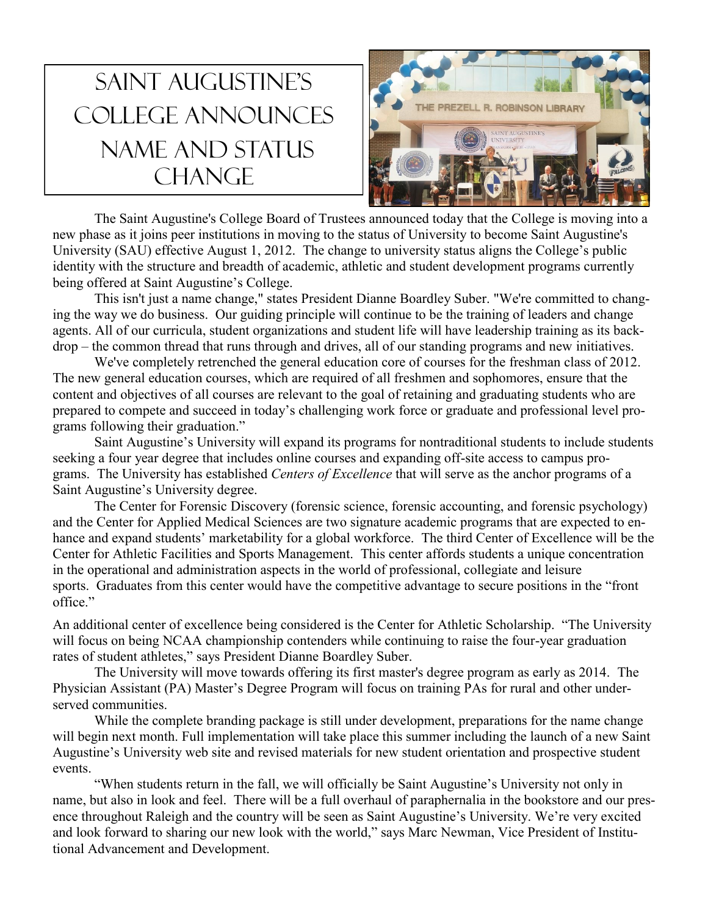# Saint Augustine's College Announces Name and Status Change

The Saint Augustine's College Board of Trustees announced today that the College is moving into a new phase as it joins peer institutions in moving to the status of University to become Saint Augustine's University (SAU) effective August 1, 2012. The change to university status aligns the College's public identity with the structure and breadth of academic, athletic and student development programs currently being offered at Saint Augustine's College.

This isn't just a name change," states President Dianne Boardley Suber. "We're committed to changing the way we do business. Our guiding principle will continue to be the training of leaders and change agents. All of our curricula, student organizations and student life will have leadership training as its backdrop – the common thread that runs through and drives, all of our standing programs and new initiatives.

We've completely retrenched the general education core of courses for the freshman class of 2012. The new general education courses, which are required of all freshmen and sophomores, ensure that the content and objectives of all courses are relevant to the goal of retaining and graduating students who are prepared to compete and succeed in today's challenging work force or graduate and professional level programs following their graduation."

Saint Augustine's University will expand its programs for nontraditional students to include students seeking a four year degree that includes online courses and expanding off-site access to campus programs. The University has established *Centers of Excellence* that will serve as the anchor programs of a Saint Augustine's University degree.

The Center for Forensic Discovery (forensic science, forensic accounting, and forensic psychology) and the Center for Applied Medical Sciences are two signature academic programs that are expected to enhance and expand students' marketability for a global workforce. The third Center of Excellence will be the Center for Athletic Facilities and Sports Management. This center affords students a unique concentration in the operational and administration aspects in the world of professional, collegiate and leisure sports. Graduates from this center would have the competitive advantage to secure positions in the "front office."

An additional center of excellence being considered is the Center for Athletic Scholarship. "The University will focus on being NCAA championship contenders while continuing to raise the four-year graduation rates of student athletes," says President Dianne Boardley Suber.

The University will move towards offering its first master's degree program as early as 2014. The Physician Assistant (PA) Master's Degree Program will focus on training PAs for rural and other underserved communities.

While the complete branding package is still under development, preparations for the name change will begin next month. Full implementation will take place this summer including the launch of a new Saint Augustine's University web site and revised materials for new student orientation and prospective student events.

"When students return in the fall, we will officially be Saint Augustine's University not only in name, but also in look and feel. There will be a full overhaul of paraphernalia in the bookstore and our presence throughout Raleigh and the country will be seen as Saint Augustine's University. We're very excited and look forward to sharing our new look with the world," says Marc Newman, Vice President of Institutional Advancement and Development.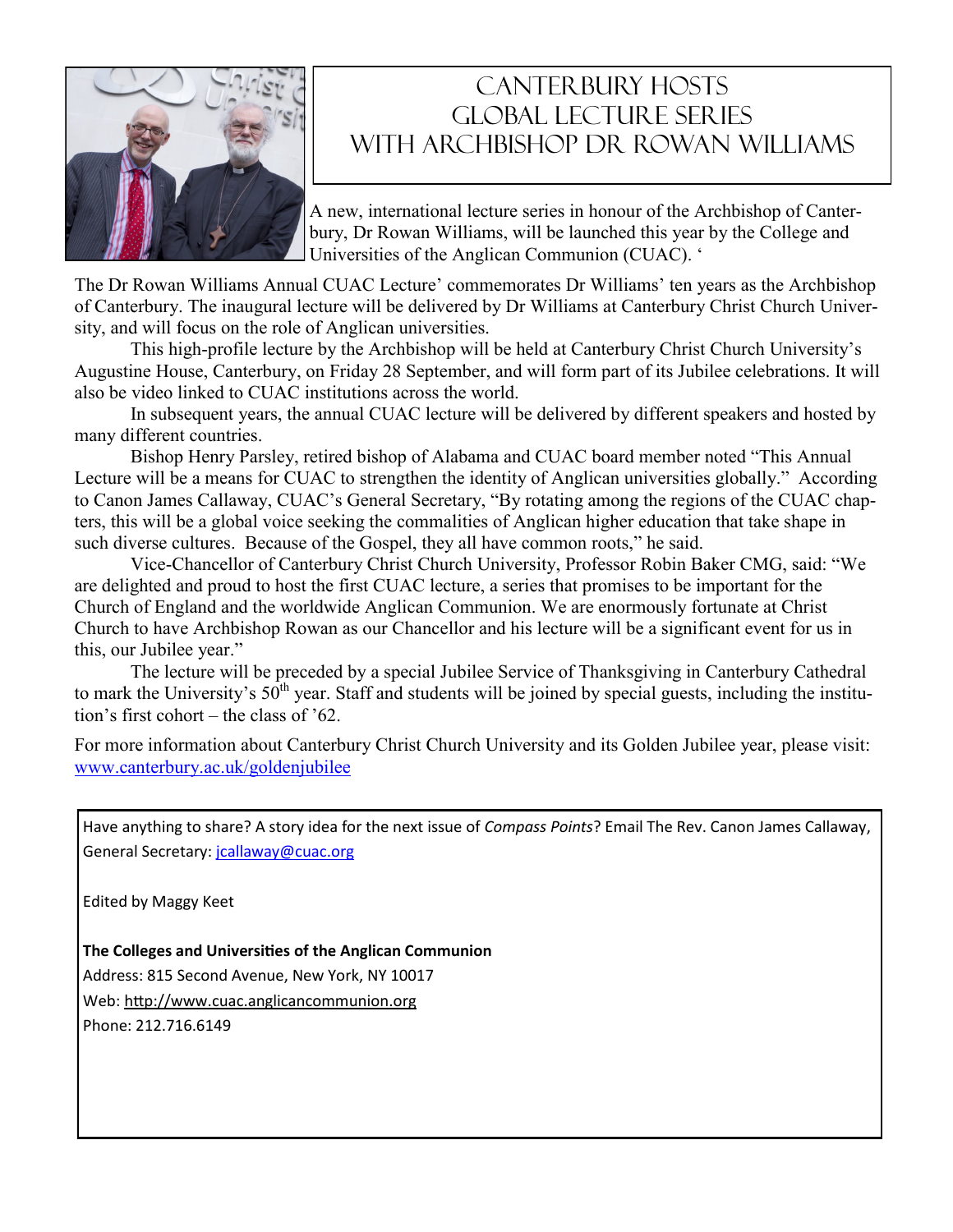# Canterbury Hosts Global Lecture Series with Archbishop Dr Rowan Williams

A new, international lecture series in honour of the Archbishop of Canterbury, Dr Rowan Williams, will be launched this year by the College and Universities of the Anglican Communion (CUAC). 'The Dr Rowan Williams Annual CUAC Lecture' commemorates Dr Williams' ten years as the Archbishop of Canterbury. The inaugural lecture will be delivered by Dr Williams at Canterbury Christ Church University, and will focus on the role of Anglican universities.

This high-profile lecture by the Archbishop will be held at Canterbury Christ Church University's Augustine House, Canterbury, on Friday 28 September, and will form part of its Jubilee celebrations. It will also be video linked to CUAC institutions across the world.

In subsequent years, the annual CUAC lecture will be delivered by different speakers and hosted by many different countries.

Bishop Henry Parsley, retired bishop of Alabama and CUAC board member noted "This Annual Lecture will be a means for CUAC to strengthen the identity of Anglican universities globally." According to Canon James Callaway, CUAC's General Secretary, "By rotating among the regions of the CUAC chapters, this will be a global voice seeking the commalities of Anglican higher education that take shape in such diverse cultures. Because of the Gospel, they all have common roots," he said.

Vice-Chancellor of Canterbury Christ Church University, Professor Robin Baker CMG, said: "We are delighted and proud to host the first CUAC lecture, a series that promises to be important for the Church of England and the worldwide Anglican Communion. We are enormously fortunate at Christ Church to have Archbishop Rowan as our Chancellor and his lecture will be a significant event for us in this, our Jubilee year."

The lecture will be preceded by a special Jubilee Service of Thanksgiving in Canterbury Cathedral to mark the University's 50th year. Staff and students will be joined by special guests, including the institution's first cohort – the class of '62.

For more information about Canterbury Christ Church University and its Golden Jubilee year, please visit: www.canterbury.ac.uk/goldenjubilee

---

Have anything to share? A story idea for the next issue of *Compass Points*? Email The Rev. Canon James Callaway, General Secretary: jcallaway@cuac.org

Edited by Maggy Keet

**The Colleges and Universities of the Anglican Communion**
Address: 815 Second Avenue, New York, NY 10017
Web: http://www.cuac.anglicancommunion.org
Phone: 212.716.6149